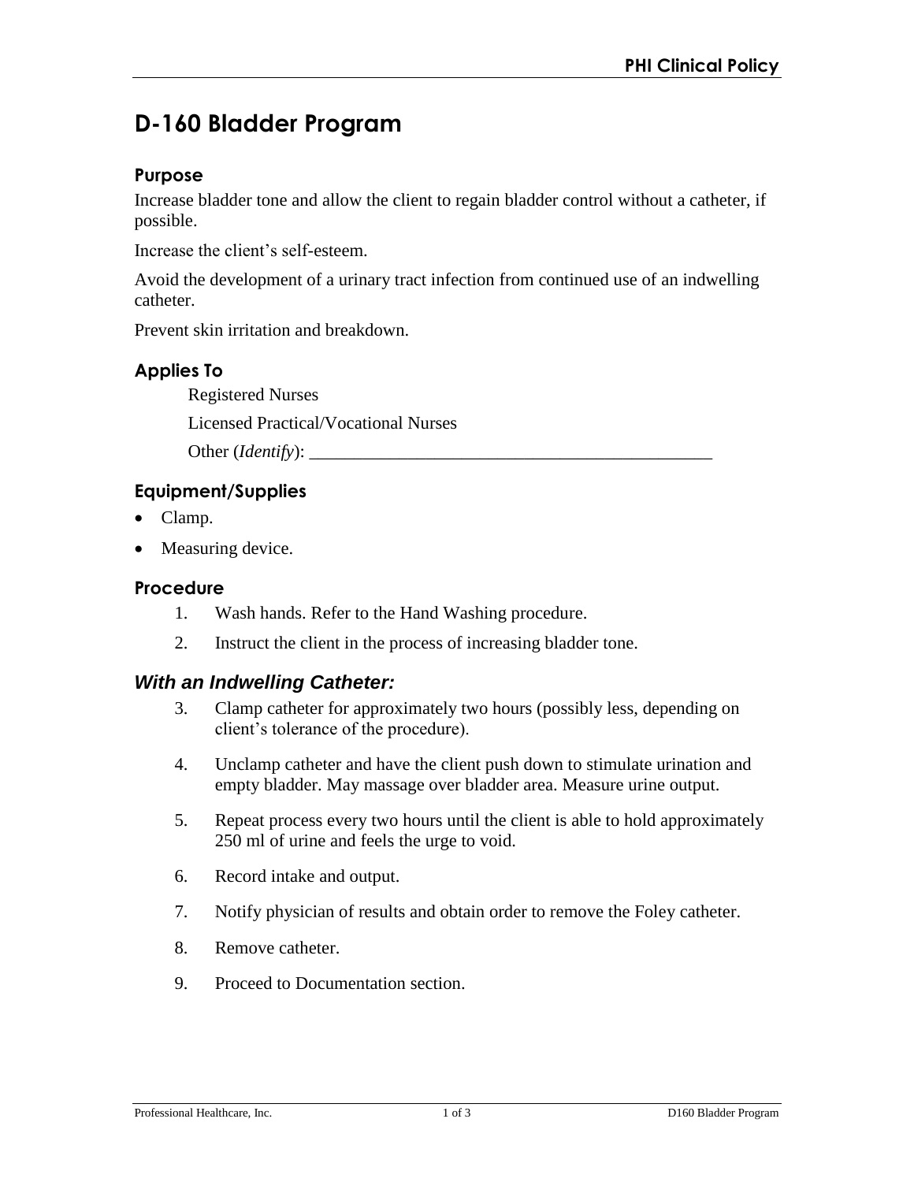# D-160 Bladder Program

## Purpose

Increase bladder tone and allow the client to regain bladder control without a catheter, if possible.

Increase the client's self-esteem.

Avoid the development of a urinary tract infection from continued use of an indwelling catheter.

Prevent skin irritation and breakdown.

## Applies To

Registered Nurses

Licensed Practical/Vocational Nurses

Other (*Identify*): _______________________________________________

## Equipment/Supplies

- Clamp.
- Measuring device.

## Procedure

1. Wash hands. Refer to the Hand Washing procedure.
2. Instruct the client in the process of increasing bladder tone.

### *With an Indwelling Catheter:*

3. Clamp catheter for approximately two hours (possibly less, depending on client's tolerance of the procedure).
4. Unclamp catheter and have the client push down to stimulate urination and empty bladder. May massage over bladder area. Measure urine output.
5. Repeat process every two hours until the client is able to hold approximately 250 ml of urine and feels the urge to void.
6. Record intake and output.
7. Notify physician of results and obtain order to remove the Foley catheter.
8. Remove catheter.
9. Proceed to Documentation section.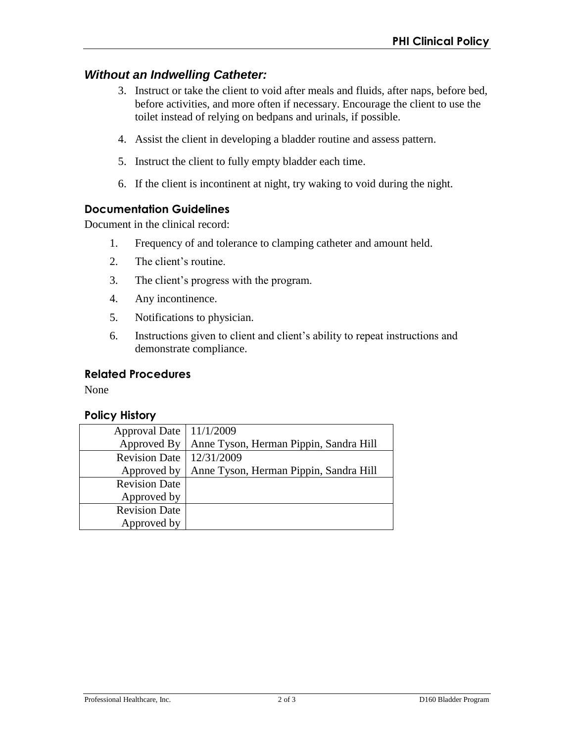### *Without an Indwelling Catheter:*

3. Instruct or take the client to void after meals and fluids, after naps, before bed, before activities, and more often if necessary. Encourage the client to use the toilet instead of relying on bedpans and urinals, if possible.
4. Assist the client in developing a bladder routine and assess pattern.
5. Instruct the client to fully empty bladder each time.
6. If the client is incontinent at night, try waking to void during the night.

## Documentation Guidelines

Document in the clinical record:

1. Frequency of and tolerance to clamping catheter and amount held.
2. The client's routine.
3. The client's progress with the program.
4. Any incontinence.
5. Notifications to physician.
6. Instructions given to client and client's ability to repeat instructions and demonstrate compliance.

## Related Procedures

None

## Policy History

| | |
|---|---|
| Approval Date | 11/1/2009 |
| Approved By | Anne Tyson, Herman Pippin, Sandra Hill |
| Revision Date | 12/31/2009 |
| Approved by | Anne Tyson, Herman Pippin, Sandra Hill |
| Revision Date | |
| Approved by | |
| Revision Date | |
| Approved by | |